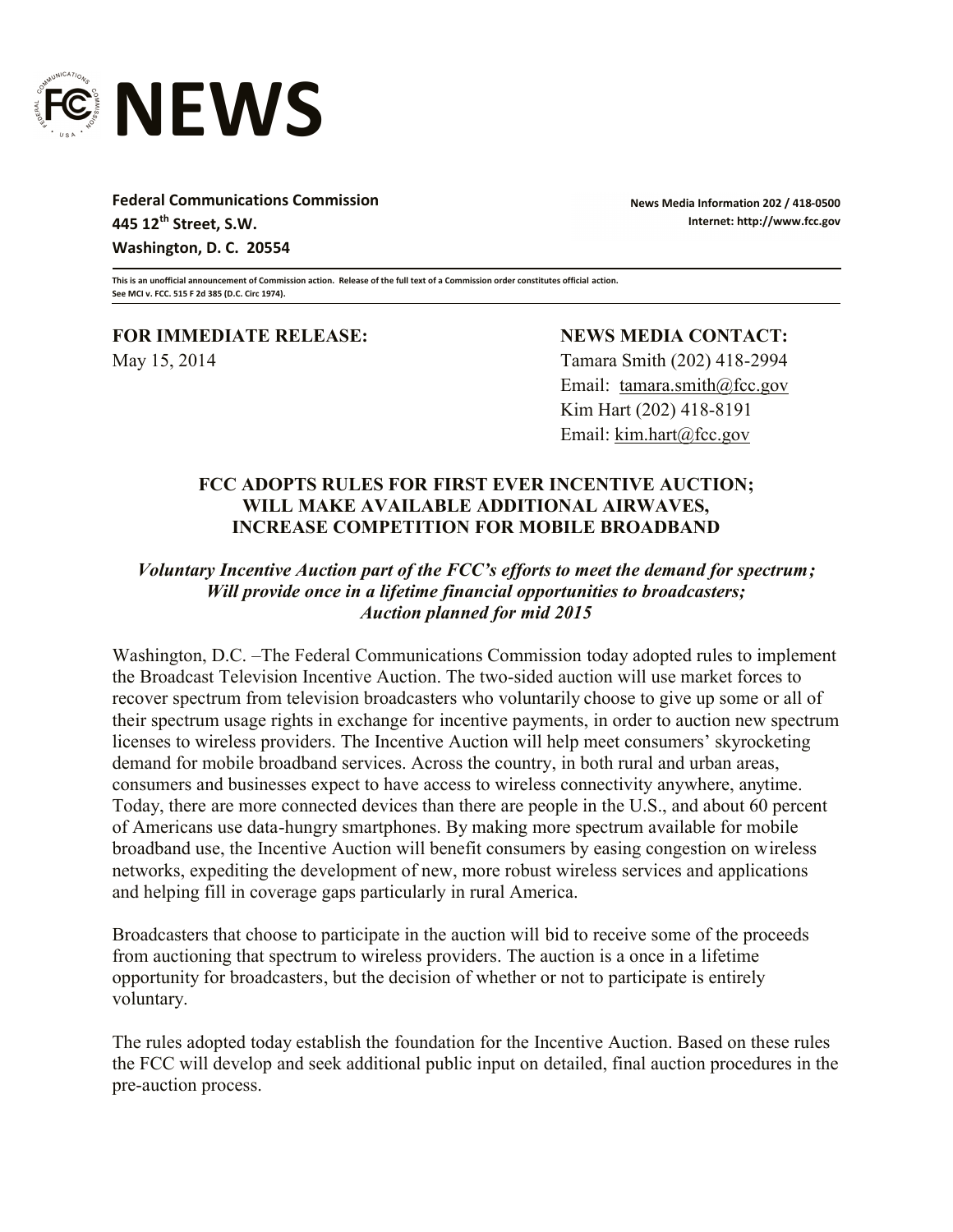# NEWS

**Federal Communications Commission**
**445 12th Street, S.W.**
**Washington, D. C. 20554**

**News Media Information 202 / 418-0500**
**Internet: http://www.fcc.gov**

This is an unofficial announcement of Commission action. Release of the full text of a Commission order constitutes official action. See MCI v. FCC. 515 F 2d 385 (D.C. Circ 1974).

**FOR IMMEDIATE RELEASE:**
May 15, 2014

**NEWS MEDIA CONTACT:**
Tamara Smith (202) 418-2994
Email: tamara.smith@fcc.gov
Kim Hart (202) 418-8191
Email: kim.hart@fcc.gov

## FCC ADOPTS RULES FOR FIRST EVER INCENTIVE AUCTION; WILL MAKE AVAILABLE ADDITIONAL AIRWAVES, INCREASE COMPETITION FOR MOBILE BROADBAND

***Voluntary Incentive Auction part of the FCC's efforts to meet the demand for spectrum; Will provide once in a lifetime financial opportunities to broadcasters; Auction planned for mid 2015***

Washington, D.C. –The Federal Communications Commission today adopted rules to implement the Broadcast Television Incentive Auction. The two-sided auction will use market forces to recover spectrum from television broadcasters who voluntarily choose to give up some or all of their spectrum usage rights in exchange for incentive payments, in order to auction new spectrum licenses to wireless providers. The Incentive Auction will help meet consumers' skyrocketing demand for mobile broadband services. Across the country, in both rural and urban areas, consumers and businesses expect to have access to wireless connectivity anywhere, anytime. Today, there are more connected devices than there are people in the U.S., and about 60 percent of Americans use data-hungry smartphones. By making more spectrum available for mobile broadband use, the Incentive Auction will benefit consumers by easing congestion on wireless networks, expediting the development of new, more robust wireless services and applications and helping fill in coverage gaps particularly in rural America.

Broadcasters that choose to participate in the auction will bid to receive some of the proceeds from auctioning that spectrum to wireless providers. The auction is a once in a lifetime opportunity for broadcasters, but the decision of whether or not to participate is entirely voluntary.

The rules adopted today establish the foundation for the Incentive Auction. Based on these rules the FCC will develop and seek additional public input on detailed, final auction procedures in the pre-auction process.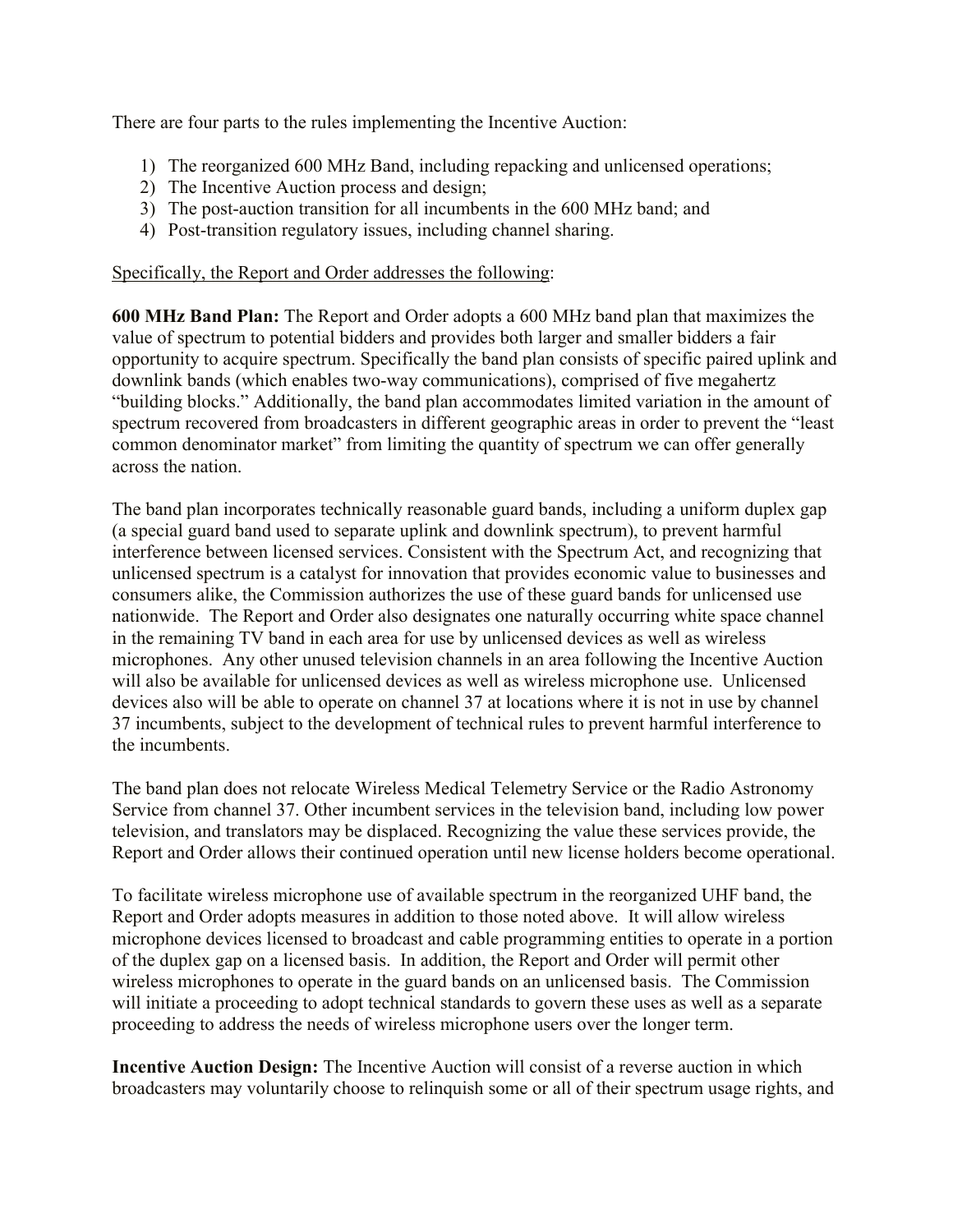There are four parts to the rules implementing the Incentive Auction:

1) The reorganized 600 MHz Band, including repacking and unlicensed operations;
2) The Incentive Auction process and design;
3) The post-auction transition for all incumbents in the 600 MHz band; and
4) Post-transition regulatory issues, including channel sharing.

<u>Specifically, the Report and Order addresses the following</u>:

**600 MHz Band Plan:** The Report and Order adopts a 600 MHz band plan that maximizes the value of spectrum to potential bidders and provides both larger and smaller bidders a fair opportunity to acquire spectrum. Specifically the band plan consists of specific paired uplink and downlink bands (which enables two-way communications), comprised of five megahertz "building blocks." Additionally, the band plan accommodates limited variation in the amount of spectrum recovered from broadcasters in different geographic areas in order to prevent the "least common denominator market" from limiting the quantity of spectrum we can offer generally across the nation.

The band plan incorporates technically reasonable guard bands, including a uniform duplex gap (a special guard band used to separate uplink and downlink spectrum), to prevent harmful interference between licensed services. Consistent with the Spectrum Act, and recognizing that unlicensed spectrum is a catalyst for innovation that provides economic value to businesses and consumers alike, the Commission authorizes the use of these guard bands for unlicensed use nationwide. The Report and Order also designates one naturally occurring white space channel in the remaining TV band in each area for use by unlicensed devices as well as wireless microphones. Any other unused television channels in an area following the Incentive Auction will also be available for unlicensed devices as well as wireless microphone use. Unlicensed devices also will be able to operate on channel 37 at locations where it is not in use by channel 37 incumbents, subject to the development of technical rules to prevent harmful interference to the incumbents.

The band plan does not relocate Wireless Medical Telemetry Service or the Radio Astronomy Service from channel 37. Other incumbent services in the television band, including low power television, and translators may be displaced. Recognizing the value these services provide, the Report and Order allows their continued operation until new license holders become operational.

To facilitate wireless microphone use of available spectrum in the reorganized UHF band, the Report and Order adopts measures in addition to those noted above. It will allow wireless microphone devices licensed to broadcast and cable programming entities to operate in a portion of the duplex gap on a licensed basis. In addition, the Report and Order will permit other wireless microphones to operate in the guard bands on an unlicensed basis. The Commission will initiate a proceeding to adopt technical standards to govern these uses as well as a separate proceeding to address the needs of wireless microphone users over the longer term.

**Incentive Auction Design:** The Incentive Auction will consist of a reverse auction in which broadcasters may voluntarily choose to relinquish some or all of their spectrum usage rights, and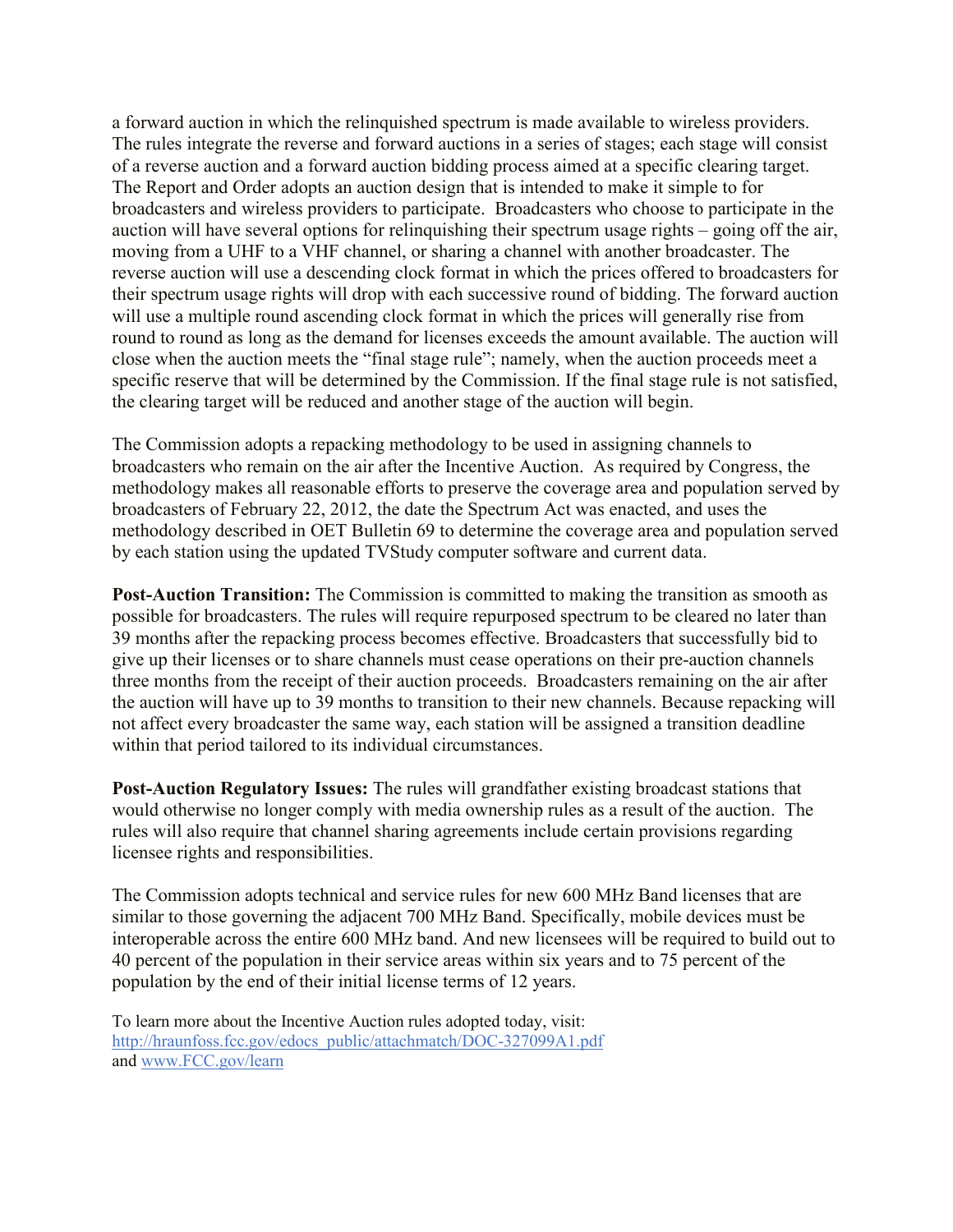a forward auction in which the relinquished spectrum is made available to wireless providers. The rules integrate the reverse and forward auctions in a series of stages; each stage will consist of a reverse auction and a forward auction bidding process aimed at a specific clearing target. The Report and Order adopts an auction design that is intended to make it simple to for broadcasters and wireless providers to participate. Broadcasters who choose to participate in the auction will have several options for relinquishing their spectrum usage rights – going off the air, moving from a UHF to a VHF channel, or sharing a channel with another broadcaster. The reverse auction will use a descending clock format in which the prices offered to broadcasters for their spectrum usage rights will drop with each successive round of bidding. The forward auction will use a multiple round ascending clock format in which the prices will generally rise from round to round as long as the demand for licenses exceeds the amount available. The auction will close when the auction meets the "final stage rule"; namely, when the auction proceeds meet a specific reserve that will be determined by the Commission. If the final stage rule is not satisfied, the clearing target will be reduced and another stage of the auction will begin.

The Commission adopts a repacking methodology to be used in assigning channels to broadcasters who remain on the air after the Incentive Auction. As required by Congress, the methodology makes all reasonable efforts to preserve the coverage area and population served by broadcasters of February 22, 2012, the date the Spectrum Act was enacted, and uses the methodology described in OET Bulletin 69 to determine the coverage area and population served by each station using the updated TVStudy computer software and current data.

**Post-Auction Transition:** The Commission is committed to making the transition as smooth as possible for broadcasters. The rules will require repurposed spectrum to be cleared no later than 39 months after the repacking process becomes effective. Broadcasters that successfully bid to give up their licenses or to share channels must cease operations on their pre-auction channels three months from the receipt of their auction proceeds. Broadcasters remaining on the air after the auction will have up to 39 months to transition to their new channels. Because repacking will not affect every broadcaster the same way, each station will be assigned a transition deadline within that period tailored to its individual circumstances.

**Post-Auction Regulatory Issues:** The rules will grandfather existing broadcast stations that would otherwise no longer comply with media ownership rules as a result of the auction. The rules will also require that channel sharing agreements include certain provisions regarding licensee rights and responsibilities.

The Commission adopts technical and service rules for new 600 MHz Band licenses that are similar to those governing the adjacent 700 MHz Band. Specifically, mobile devices must be interoperable across the entire 600 MHz band. And new licensees will be required to build out to 40 percent of the population in their service areas within six years and to 75 percent of the population by the end of their initial license terms of 12 years.

To learn more about the Incentive Auction rules adopted today, visit:
[http://hraunfoss.fcc.gov/edocs_public/attachmatch/DOC-327099A1.pdf](http://hraunfoss.fcc.gov/edocs_public/attachmatch/DOC-327099A1.pdf)
and [www.FCC.gov/learn](http://www.FCC.gov/learn)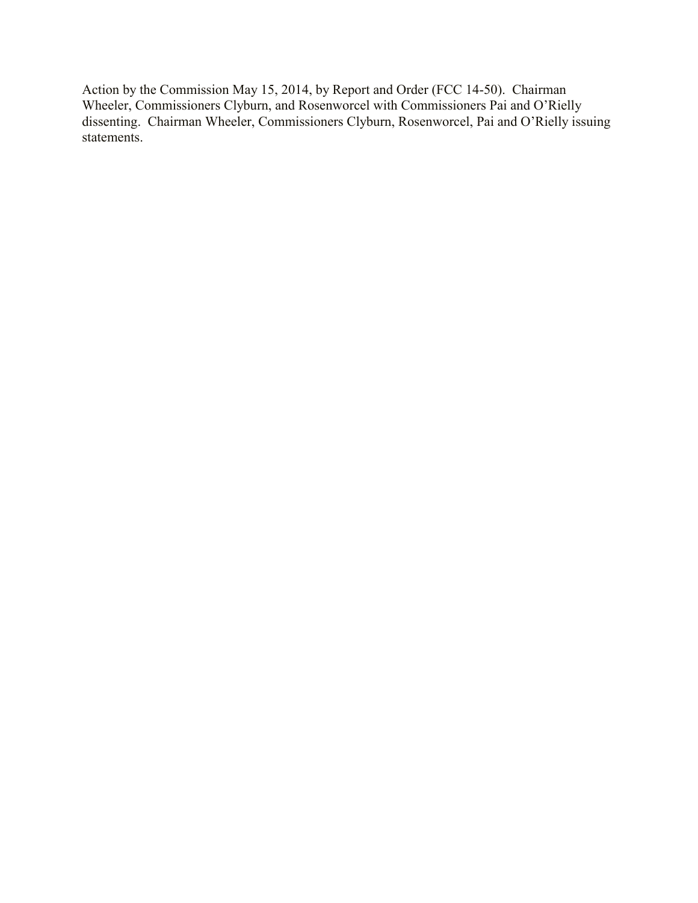Action by the Commission May 15, 2014, by Report and Order (FCC 14-50). Chairman Wheeler, Commissioners Clyburn, and Rosenworcel with Commissioners Pai and O'Rielly dissenting. Chairman Wheeler, Commissioners Clyburn, Rosenworcel, Pai and O'Rielly issuing statements.